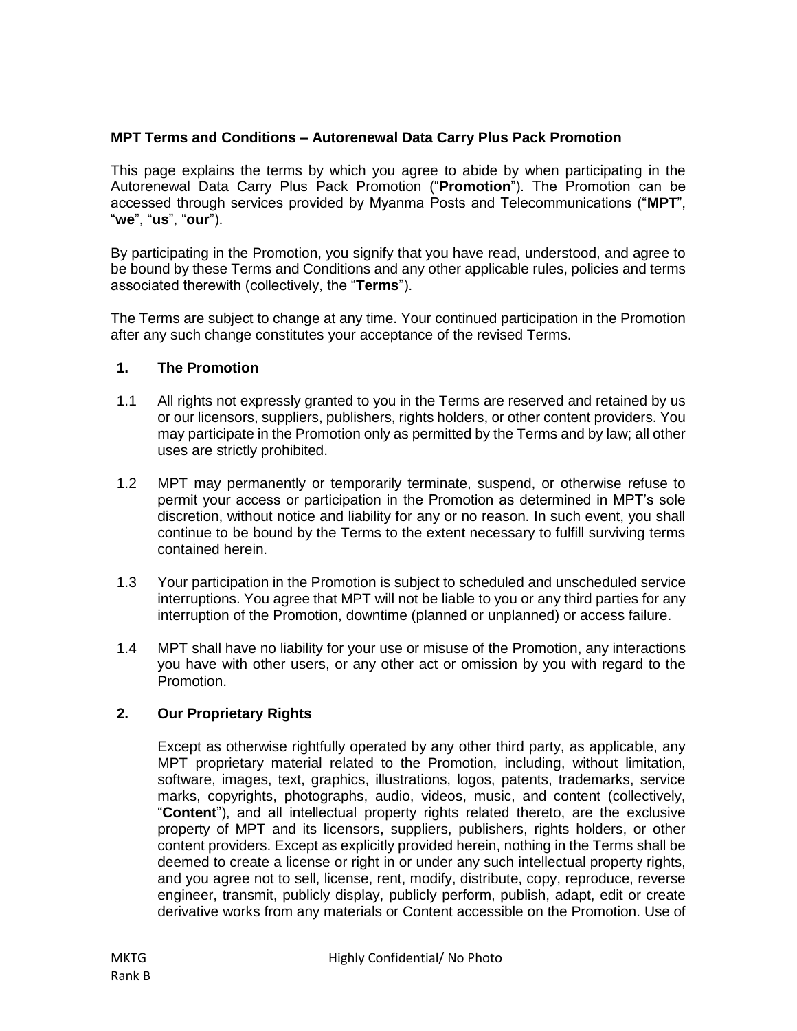# MPT Terms and Conditions – Autorenewal Data Carry Plus Pack Promotion

This page explains the terms by which you agree to abide by when participating in the Autorenewal Data Carry Plus Pack Promotion ("**Promotion**"). The Promotion can be accessed through services provided by Myanma Posts and Telecommunications ("**MPT**", "**we**", "**us**", "**our**").

By participating in the Promotion, you signify that you have read, understood, and agree to be bound by these Terms and Conditions and any other applicable rules, policies and terms associated therewith (collectively, the "**Terms**").

The Terms are subject to change at any time. Your continued participation in the Promotion after any such change constitutes your acceptance of the revised Terms.

## 1. The Promotion

1.1 All rights not expressly granted to you in the Terms are reserved and retained by us or our licensors, suppliers, publishers, rights holders, or other content providers. You may participate in the Promotion only as permitted by the Terms and by law; all other uses are strictly prohibited.

1.2 MPT may permanently or temporarily terminate, suspend, or otherwise refuse to permit your access or participation in the Promotion as determined in MPT's sole discretion, without notice and liability for any or no reason. In such event, you shall continue to be bound by the Terms to the extent necessary to fulfill surviving terms contained herein.

1.3 Your participation in the Promotion is subject to scheduled and unscheduled service interruptions. You agree that MPT will not be liable to you or any third parties for any interruption of the Promotion, downtime (planned or unplanned) or access failure.

1.4 MPT shall have no liability for your use or misuse of the Promotion, any interactions you have with other users, or any other act or omission by you with regard to the Promotion.

## 2. Our Proprietary Rights

Except as otherwise rightfully operated by any other third party, as applicable, any MPT proprietary material related to the Promotion, including, without limitation, software, images, text, graphics, illustrations, logos, patents, trademarks, service marks, copyrights, photographs, audio, videos, music, and content (collectively, "**Content**"), and all intellectual property rights related thereto, are the exclusive property of MPT and its licensors, suppliers, publishers, rights holders, or other content providers. Except as explicitly provided herein, nothing in the Terms shall be deemed to create a license or right in or under any such intellectual property rights, and you agree not to sell, license, rent, modify, distribute, copy, reproduce, reverse engineer, transmit, publicly display, publicly perform, publish, adapt, edit or create derivative works from any materials or Content accessible on the Promotion. Use of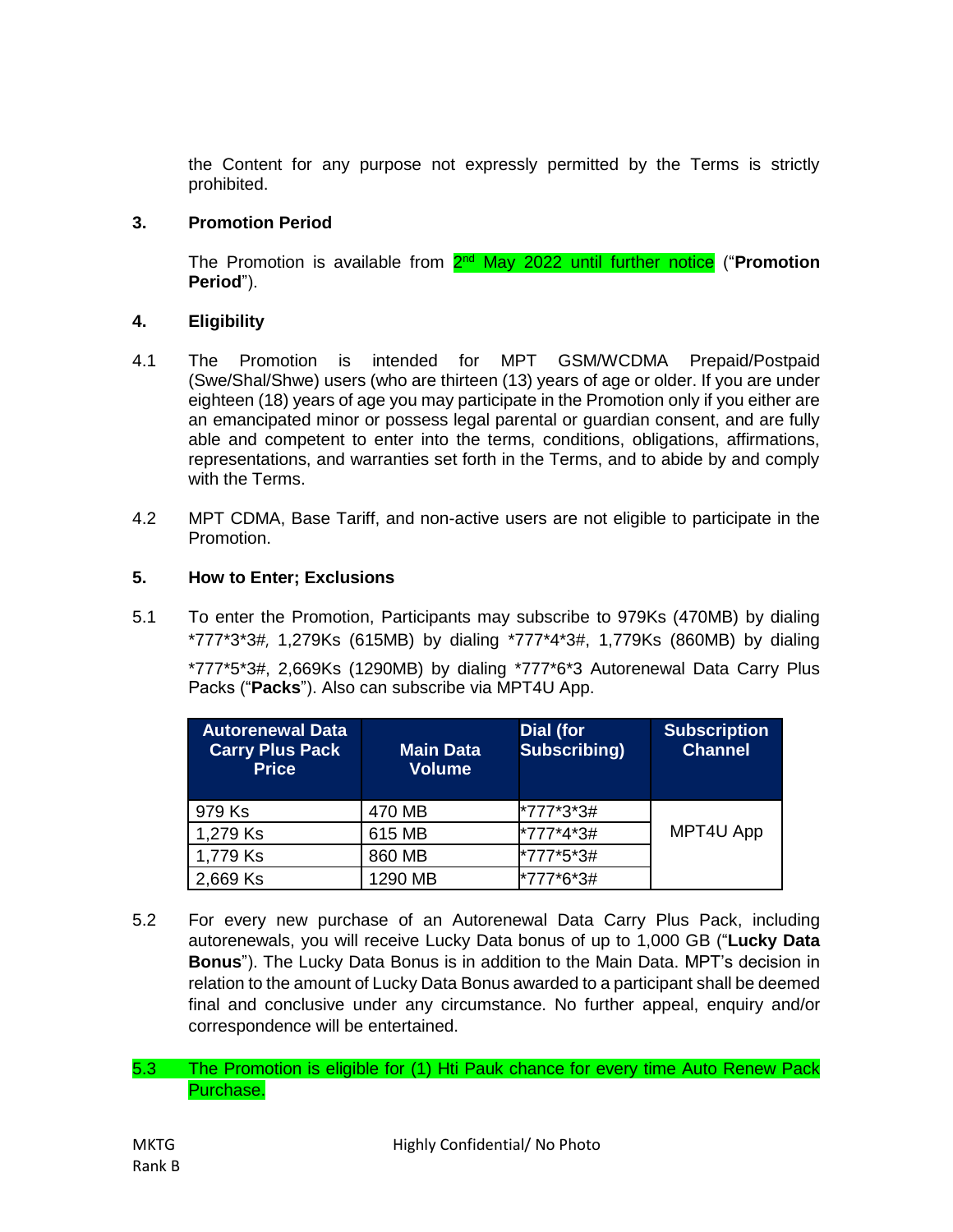the Content for any purpose not expressly permitted by the Terms is strictly prohibited.

## 3. Promotion Period

The Promotion is available from 2nd May 2022 until further notice ("**Promotion Period**").

## 4. Eligibility

4.1 The Promotion is intended for MPT GSM/WCDMA Prepaid/Postpaid (Swe/Shal/Shwe) users (who are thirteen (13) years of age or older. If you are under eighteen (18) years of age you may participate in the Promotion only if you either are an emancipated minor or possess legal parental or guardian consent, and are fully able and competent to enter into the terms, conditions, obligations, affirmations, representations, and warranties set forth in the Terms, and to abide by and comply with the Terms.

4.2 MPT CDMA, Base Tariff, and non-active users are not eligible to participate in the Promotion.

## 5. How to Enter; Exclusions

5.1 To enter the Promotion, Participants may subscribe to 979Ks (470MB) by dialing *777*3*3#, 1,279Ks (615MB) by dialing *777*4*3#, 1,779Ks (860MB) by dialing *777*5*3#, 2,669Ks (1290MB) by dialing *777*6*3 Autorenewal Data Carry Plus Packs ("**Packs**"). Also can subscribe via MPT4U App.

| Autorenewal Data Carry Plus Pack Price | Main Data Volume | Dial (for Subscribing) | Subscription Channel |
|---|---|---|---|
| 979 Ks | 470 MB | *777*3*3# | MPT4U App |
| 1,279 Ks | 615 MB | *777*4*3# | |
| 1,779 Ks | 860 MB | *777*5*3# | |
| 2,669 Ks | 1290 MB | *777*6*3# | |

5.2 For every new purchase of an Autorenewal Data Carry Plus Pack, including autorenewals, you will receive Lucky Data bonus of up to 1,000 GB ("**Lucky Data Bonus**"). The Lucky Data Bonus is in addition to the Main Data. MPT's decision in relation to the amount of Lucky Data Bonus awarded to a participant shall be deemed final and conclusive under any circumstance. No further appeal, enquiry and/or correspondence will be entertained.

5.3 The Promotion is eligible for (1) Hti Pauk chance for every time Auto Renew Pack Purchase.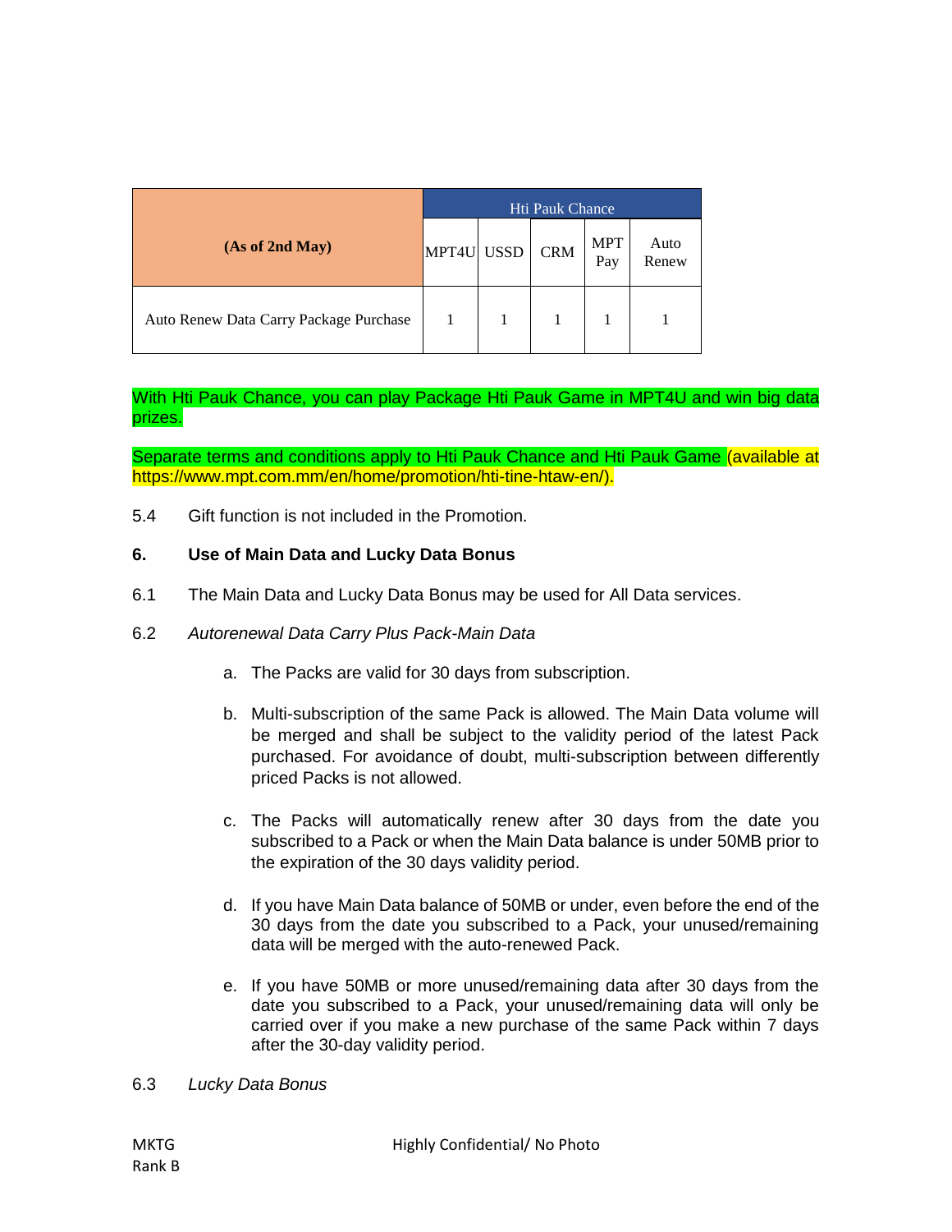| (As of 2nd May) | Hti Pauk Chance | | | | |
|---|---|---|---|---|---|
| | MPT4U | USSD | CRM | MPT Pay | Auto Renew |
| Auto Renew Data Carry Package Purchase | 1 | 1 | 1 | 1 | 1 |

With Hti Pauk Chance, you can play Package Hti Pauk Game in MPT4U and win big data prizes.

Separate terms and conditions apply to Hti Pauk Chance and Hti Pauk Game (available at https://www.mpt.com.mm/en/home/promotion/hti-tine-htaw-en/).

5.4 Gift function is not included in the Promotion.

**6. Use of Main Data and Lucky Data Bonus**

6.1 The Main Data and Lucky Data Bonus may be used for All Data services.

6.2 *Autorenewal Data Carry Plus Pack-Main Data*

a. The Packs are valid for 30 days from subscription.

b. Multi-subscription of the same Pack is allowed. The Main Data volume will be merged and shall be subject to the validity period of the latest Pack purchased. For avoidance of doubt, multi-subscription between differently priced Packs is not allowed.

c. The Packs will automatically renew after 30 days from the date you subscribed to a Pack or when the Main Data balance is under 50MB prior to the expiration of the 30 days validity period.

d. If you have Main Data balance of 50MB or under, even before the end of the 30 days from the date you subscribed to a Pack, your unused/remaining data will be merged with the auto-renewed Pack.

e. If you have 50MB or more unused/remaining data after 30 days from the date you subscribed to a Pack, your unused/remaining data will only be carried over if you make a new purchase of the same Pack within 7 days after the 30-day validity period.

6.3 *Lucky Data Bonus*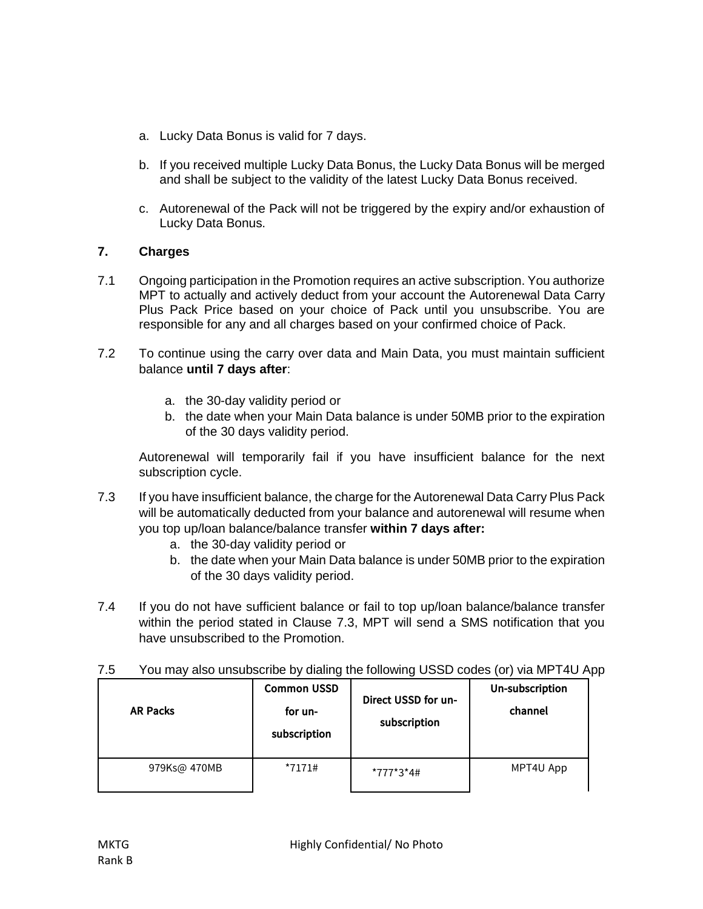a. Lucky Data Bonus is valid for 7 days.

b. If you received multiple Lucky Data Bonus, the Lucky Data Bonus will be merged and shall be subject to the validity of the latest Lucky Data Bonus received.

c. Autorenewal of the Pack will not be triggered by the expiry and/or exhaustion of Lucky Data Bonus.

## 7. Charges

7.1 Ongoing participation in the Promotion requires an active subscription. You authorize MPT to actually and actively deduct from your account the Autorenewal Data Carry Plus Pack Price based on your choice of Pack until you unsubscribe. You are responsible for any and all charges based on your confirmed choice of Pack.

7.2 To continue using the carry over data and Main Data, you must maintain sufficient balance **until 7 days after**:

a. the 30-day validity period or
b. the date when your Main Data balance is under 50MB prior to the expiration of the 30 days validity period.

Autorenewal will temporarily fail if you have insufficient balance for the next subscription cycle.

7.3 If you have insufficient balance, the charge for the Autorenewal Data Carry Plus Pack will be automatically deducted from your balance and autorenewal will resume when you top up/loan balance/balance transfer **within 7 days after:**

a. the 30-day validity period or
b. the date when your Main Data balance is under 50MB prior to the expiration of the 30 days validity period.

7.4 If you do not have sufficient balance or fail to top up/loan balance/balance transfer within the period stated in Clause 7.3, MPT will send a SMS notification that you have unsubscribed to the Promotion.

7.5 You may also unsubscribe by dialing the following USSD codes (or) via MPT4U App

| AR Packs | Common USSD for un-subscription | Direct USSD for un-subscription | Un-subscription channel |
|---|---|---|---|
| 979Ks@ 470MB | *7171# | *777*3*4# | MPT4U App |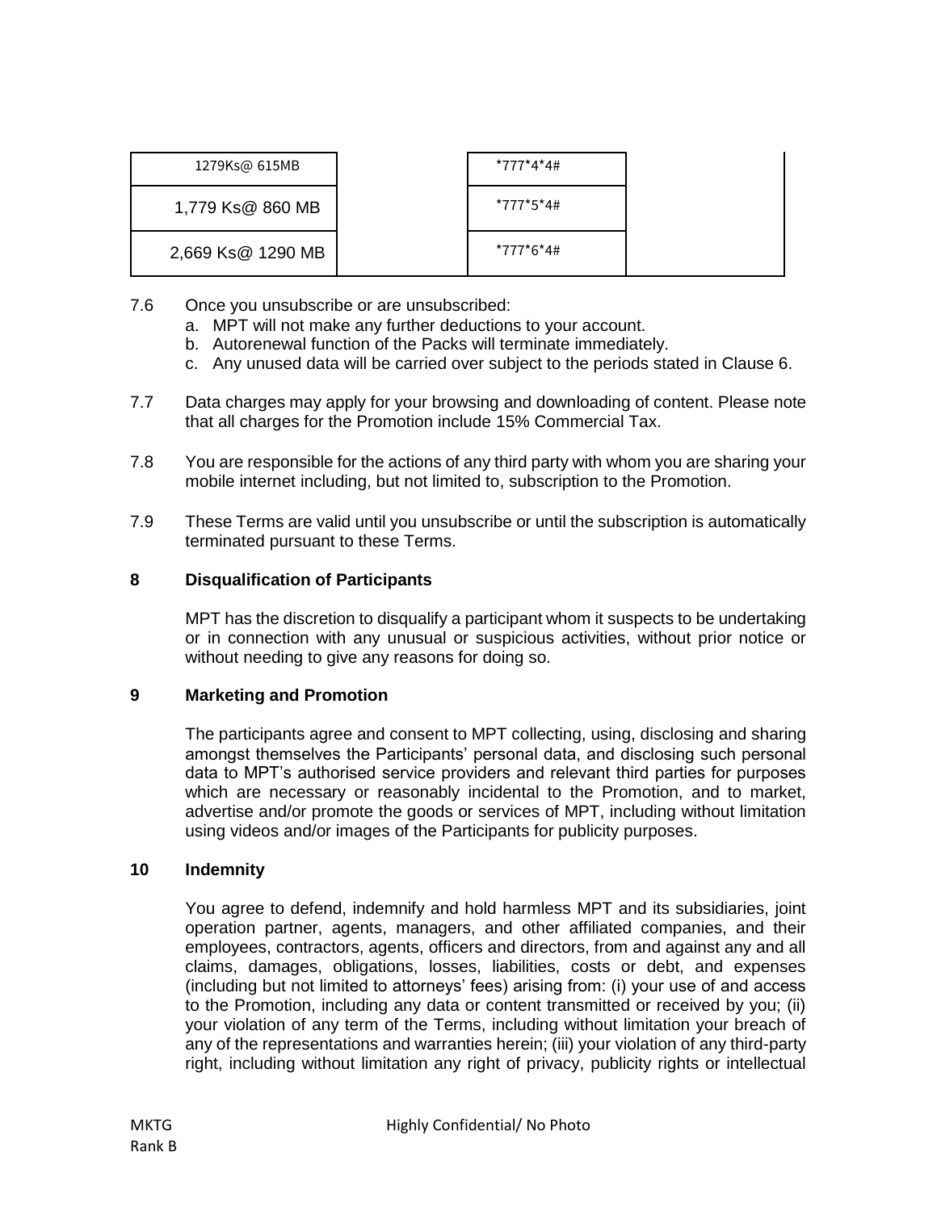| | | | |
|---|---|---|---|
| 1279Ks@ 615MB | | *777*4*4# | |
| 1,779 Ks@ 860 MB | | *777*5*4# | |
| 2,669 Ks@ 1290 MB | | *777*6*4# | |

7.6 Once you unsubscribe or are unsubscribed:

a. MPT will not make any further deductions to your account.
b. Autorenewal function of the Packs will terminate immediately.
c. Any unused data will be carried over subject to the periods stated in Clause 6.

7.7 Data charges may apply for your browsing and downloading of content. Please note that all charges for the Promotion include 15% Commercial Tax.

7.8 You are responsible for the actions of any third party with whom you are sharing your mobile internet including, but not limited to, subscription to the Promotion.

7.9 These Terms are valid until you unsubscribe or until the subscription is automatically terminated pursuant to these Terms.

## 8 Disqualification of Participants

MPT has the discretion to disqualify a participant whom it suspects to be undertaking or in connection with any unusual or suspicious activities, without prior notice or without needing to give any reasons for doing so.

## 9 Marketing and Promotion

The participants agree and consent to MPT collecting, using, disclosing and sharing amongst themselves the Participants' personal data, and disclosing such personal data to MPT's authorised service providers and relevant third parties for purposes which are necessary or reasonably incidental to the Promotion, and to market, advertise and/or promote the goods or services of MPT, including without limitation using videos and/or images of the Participants for publicity purposes.

## 10 Indemnity

You agree to defend, indemnify and hold harmless MPT and its subsidiaries, joint operation partner, agents, managers, and other affiliated companies, and their employees, contractors, agents, officers and directors, from and against any and all claims, damages, obligations, losses, liabilities, costs or debt, and expenses (including but not limited to attorneys' fees) arising from: (i) your use of and access to the Promotion, including any data or content transmitted or received by you; (ii) your violation of any term of the Terms, including without limitation your breach of any of the representations and warranties herein; (iii) your violation of any third-party right, including without limitation any right of privacy, publicity rights or intellectual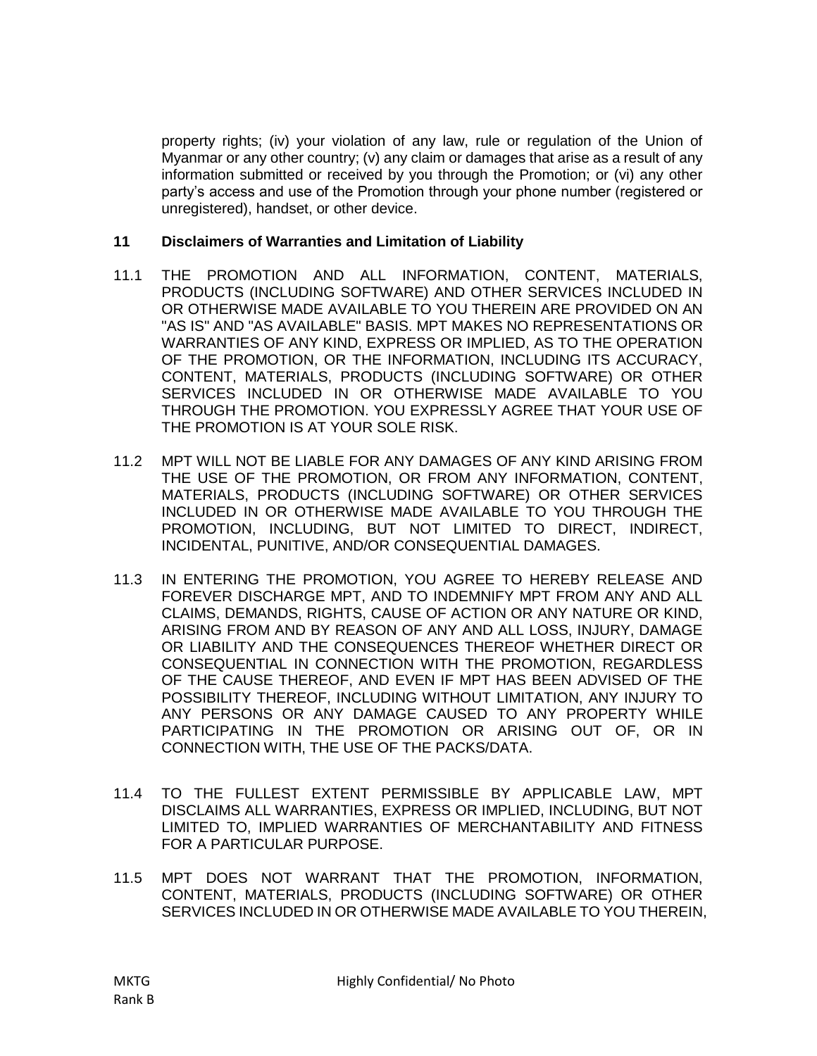property rights; (iv) your violation of any law, rule or regulation of the Union of Myanmar or any other country; (v) any claim or damages that arise as a result of any information submitted or received by you through the Promotion; or (vi) any other party's access and use of the Promotion through your phone number (registered or unregistered), handset, or other device.

## 11 Disclaimers of Warranties and Limitation of Liability

11.1 THE PROMOTION AND ALL INFORMATION, CONTENT, MATERIALS, PRODUCTS (INCLUDING SOFTWARE) AND OTHER SERVICES INCLUDED IN OR OTHERWISE MADE AVAILABLE TO YOU THEREIN ARE PROVIDED ON AN "AS IS" AND "AS AVAILABLE" BASIS. MPT MAKES NO REPRESENTATIONS OR WARRANTIES OF ANY KIND, EXPRESS OR IMPLIED, AS TO THE OPERATION OF THE PROMOTION, OR THE INFORMATION, INCLUDING ITS ACCURACY, CONTENT, MATERIALS, PRODUCTS (INCLUDING SOFTWARE) OR OTHER SERVICES INCLUDED IN OR OTHERWISE MADE AVAILABLE TO YOU THROUGH THE PROMOTION. YOU EXPRESSLY AGREE THAT YOUR USE OF THE PROMOTION IS AT YOUR SOLE RISK.

11.2 MPT WILL NOT BE LIABLE FOR ANY DAMAGES OF ANY KIND ARISING FROM THE USE OF THE PROMOTION, OR FROM ANY INFORMATION, CONTENT, MATERIALS, PRODUCTS (INCLUDING SOFTWARE) OR OTHER SERVICES INCLUDED IN OR OTHERWISE MADE AVAILABLE TO YOU THROUGH THE PROMOTION, INCLUDING, BUT NOT LIMITED TO DIRECT, INDIRECT, INCIDENTAL, PUNITIVE, AND/OR CONSEQUENTIAL DAMAGES.

11.3 IN ENTERING THE PROMOTION, YOU AGREE TO HEREBY RELEASE AND FOREVER DISCHARGE MPT, AND TO INDEMNIFY MPT FROM ANY AND ALL CLAIMS, DEMANDS, RIGHTS, CAUSE OF ACTION OR ANY NATURE OR KIND, ARISING FROM AND BY REASON OF ANY AND ALL LOSS, INJURY, DAMAGE OR LIABILITY AND THE CONSEQUENCES THEREOF WHETHER DIRECT OR CONSEQUENTIAL IN CONNECTION WITH THE PROMOTION, REGARDLESS OF THE CAUSE THEREOF, AND EVEN IF MPT HAS BEEN ADVISED OF THE POSSIBILITY THEREOF, INCLUDING WITHOUT LIMITATION, ANY INJURY TO ANY PERSONS OR ANY DAMAGE CAUSED TO ANY PROPERTY WHILE PARTICIPATING IN THE PROMOTION OR ARISING OUT OF, OR IN CONNECTION WITH, THE USE OF THE PACKS/DATA.

11.4 TO THE FULLEST EXTENT PERMISSIBLE BY APPLICABLE LAW, MPT DISCLAIMS ALL WARRANTIES, EXPRESS OR IMPLIED, INCLUDING, BUT NOT LIMITED TO, IMPLIED WARRANTIES OF MERCHANTABILITY AND FITNESS FOR A PARTICULAR PURPOSE.

11.5 MPT DOES NOT WARRANT THAT THE PROMOTION, INFORMATION, CONTENT, MATERIALS, PRODUCTS (INCLUDING SOFTWARE) OR OTHER SERVICES INCLUDED IN OR OTHERWISE MADE AVAILABLE TO YOU THEREIN,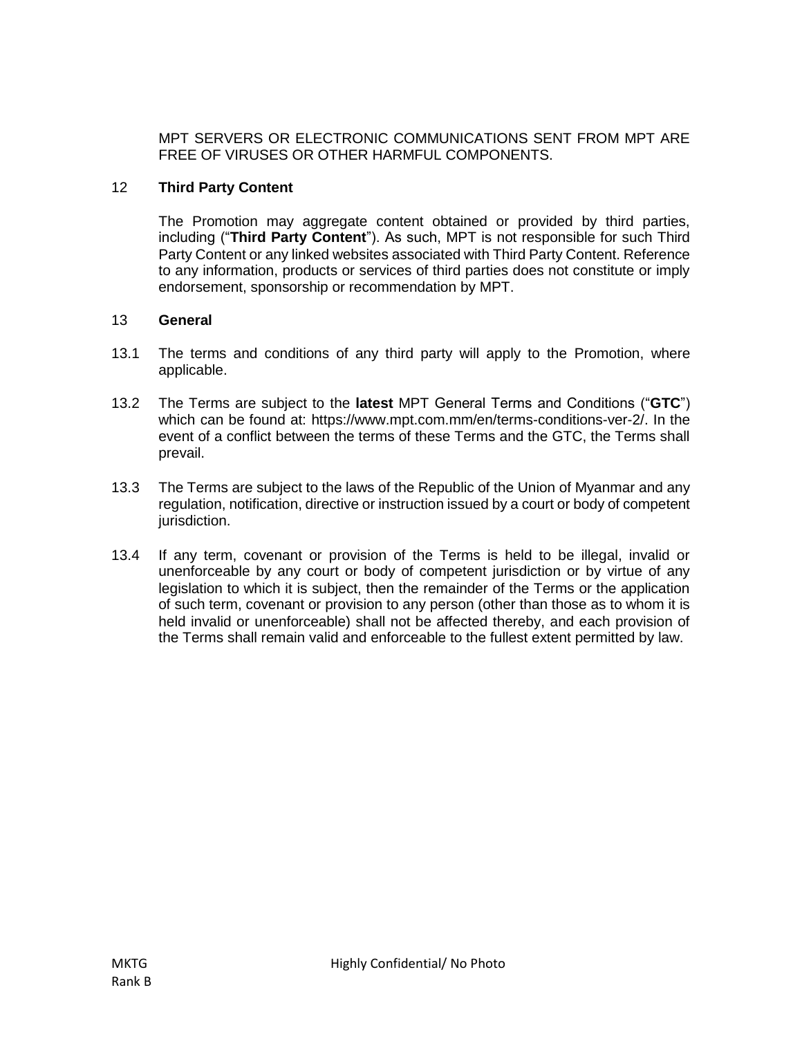MPT SERVERS OR ELECTRONIC COMMUNICATIONS SENT FROM MPT ARE FREE OF VIRUSES OR OTHER HARMFUL COMPONENTS.

## 12 Third Party Content

The Promotion may aggregate content obtained or provided by third parties, including ("**Third Party Content**"). As such, MPT is not responsible for such Third Party Content or any linked websites associated with Third Party Content. Reference to any information, products or services of third parties does not constitute or imply endorsement, sponsorship or recommendation by MPT.

## 13 General

13.1 The terms and conditions of any third party will apply to the Promotion, where applicable.

13.2 The Terms are subject to the **latest** MPT General Terms and Conditions ("**GTC**") which can be found at: https://www.mpt.com.mm/en/terms-conditions-ver-2/. In the event of a conflict between the terms of these Terms and the GTC, the Terms shall prevail.

13.3 The Terms are subject to the laws of the Republic of the Union of Myanmar and any regulation, notification, directive or instruction issued by a court or body of competent jurisdiction.

13.4 If any term, covenant or provision of the Terms is held to be illegal, invalid or unenforceable by any court or body of competent jurisdiction or by virtue of any legislation to which it is subject, then the remainder of the Terms or the application of such term, covenant or provision to any person (other than those as to whom it is held invalid or unenforceable) shall not be affected thereby, and each provision of the Terms shall remain valid and enforceable to the fullest extent permitted by law.